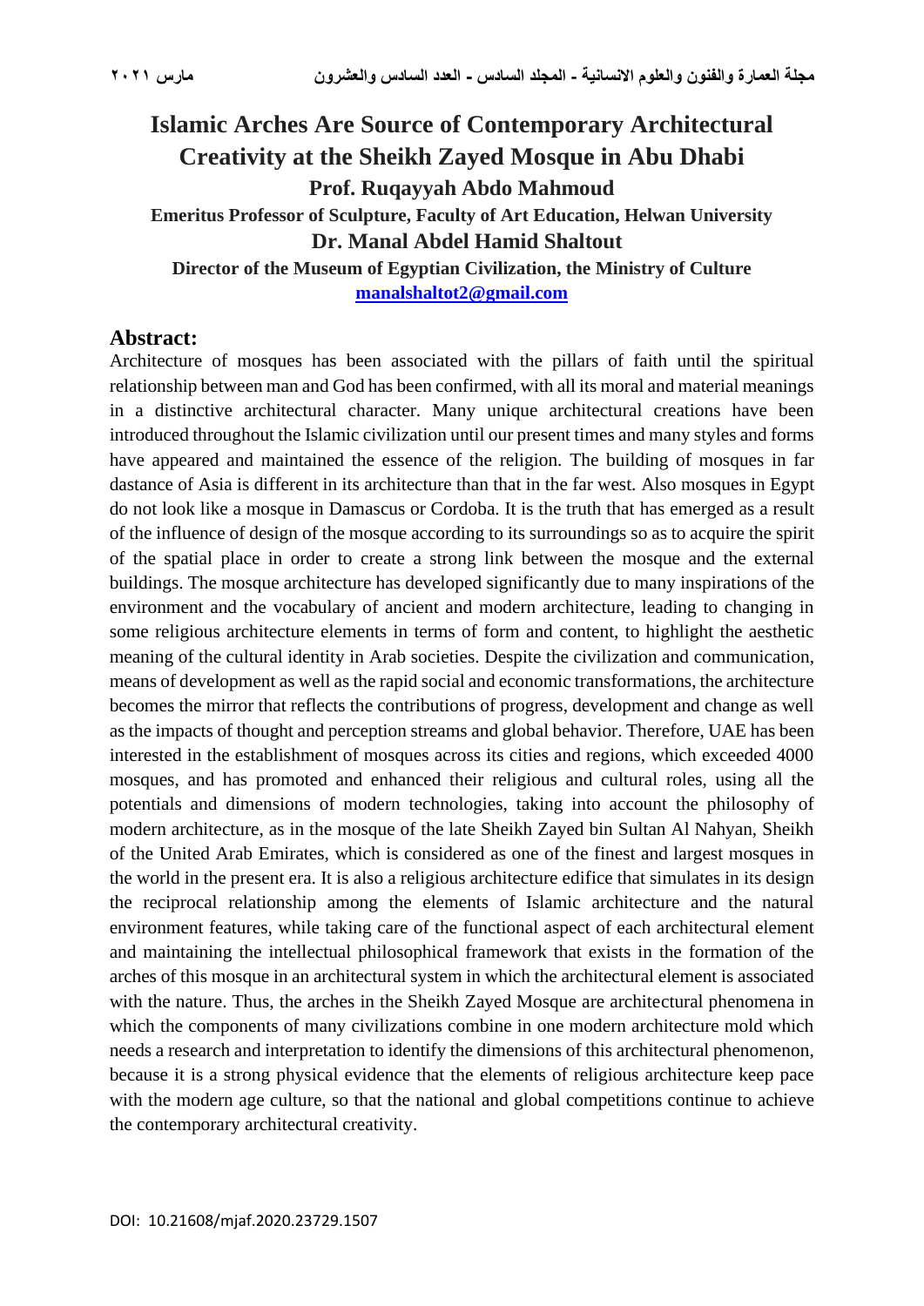# Islamic Arches Are Source of Contemporary Architectural Creativity at the Sheikh Zayed Mosque in Abu Dhabi

**Prof. Ruqayyah Abdo Mahmoud**

**Emeritus Professor of Sculpture, Faculty of Art Education, Helwan University**

**Dr. Manal Abdel Hamid Shaltout**

**Director of the Museum of Egyptian Civilization, the Ministry of Culture**

**manalshaltot2@gmail.com**

## Abstract:

Architecture of mosques has been associated with the pillars of faith until the spiritual relationship between man and God has been confirmed, with all its moral and material meanings in a distinctive architectural character. Many unique architectural creations have been introduced throughout the Islamic civilization until our present times and many styles and forms have appeared and maintained the essence of the religion. The building of mosques in far dastance of Asia is different in its architecture than that in the far west. Also mosques in Egypt do not look like a mosque in Damascus or Cordoba. It is the truth that has emerged as a result of the influence of design of the mosque according to its surroundings so as to acquire the spirit of the spatial place in order to create a strong link between the mosque and the external buildings. The mosque architecture has developed significantly due to many inspirations of the environment and the vocabulary of ancient and modern architecture, leading to changing in some religious architecture elements in terms of form and content, to highlight the aesthetic meaning of the cultural identity in Arab societies. Despite the civilization and communication, means of development as well as the rapid social and economic transformations, the architecture becomes the mirror that reflects the contributions of progress, development and change as well as the impacts of thought and perception streams and global behavior. Therefore, UAE has been interested in the establishment of mosques across its cities and regions, which exceeded 4000 mosques, and has promoted and enhanced their religious and cultural roles, using all the potentials and dimensions of modern technologies, taking into account the philosophy of modern architecture, as in the mosque of the late Sheikh Zayed bin Sultan Al Nahyan, Sheikh of the United Arab Emirates, which is considered as one of the finest and largest mosques in the world in the present era. It is also a religious architecture edifice that simulates in its design the reciprocal relationship among the elements of Islamic architecture and the natural environment features, while taking care of the functional aspect of each architectural element and maintaining the intellectual philosophical framework that exists in the formation of the arches of this mosque in an architectural system in which the architectural element is associated with the nature. Thus, the arches in the Sheikh Zayed Mosque are architectural phenomena in which the components of many civilizations combine in one modern architecture mold which needs a research and interpretation to identify the dimensions of this architectural phenomenon, because it is a strong physical evidence that the elements of religious architecture keep pace with the modern age culture, so that the national and global competitions continue to achieve the contemporary architectural creativity.

DOI: 10.21608/mjaf.2020.23729.1507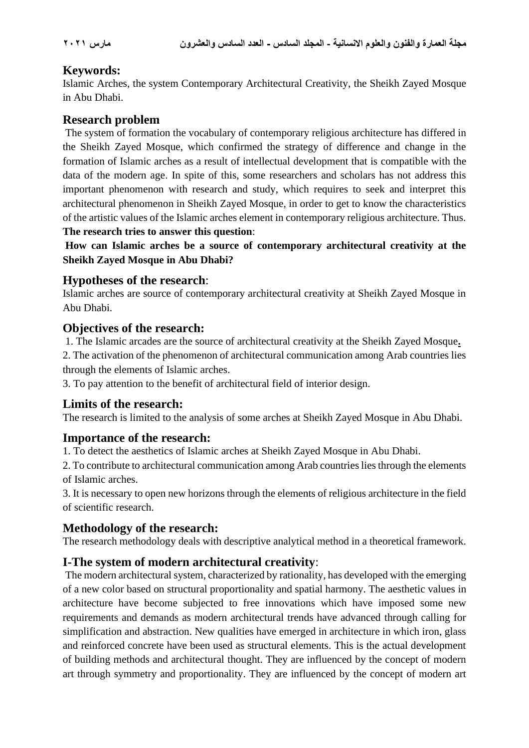## Keywords:

Islamic Arches, the system Contemporary Architectural Creativity, the Sheikh Zayed Mosque in Abu Dhabi.

## Research problem

The system of formation the vocabulary of contemporary religious architecture has differed in the Sheikh Zayed Mosque, which confirmed the strategy of difference and change in the formation of Islamic arches as a result of intellectual development that is compatible with the data of the modern age. In spite of this, some researchers and scholars has not address this important phenomenon with research and study, which requires to seek and interpret this architectural phenomenon in Sheikh Zayed Mosque, in order to get to know the characteristics of the artistic values of the Islamic arches element in contemporary religious architecture. Thus. **The research tries to answer this question**:

**How can Islamic arches be a source of contemporary architectural creativity at the Sheikh Zayed Mosque in Abu Dhabi?**

## Hypotheses of the research:

Islamic arches are source of contemporary architectural creativity at Sheikh Zayed Mosque in Abu Dhabi.

## Objectives of the research:

1. The Islamic arcades are the source of architectural creativity at the Sheikh Zayed Mosque.
2. The activation of the phenomenon of architectural communication among Arab countries lies through the elements of Islamic arches.
3. To pay attention to the benefit of architectural field of interior design.

## Limits of the research:

The research is limited to the analysis of some arches at Sheikh Zayed Mosque in Abu Dhabi.

## Importance of the research:

1. To detect the aesthetics of Islamic arches at Sheikh Zayed Mosque in Abu Dhabi.
2. To contribute to architectural communication among Arab countries lies through the elements of Islamic arches.
3. It is necessary to open new horizons through the elements of religious architecture in the field of scientific research.

## Methodology of the research:

The research methodology deals with descriptive analytical method in a theoretical framework.

## I-The system of modern architectural creativity:

The modern architectural system, characterized by rationality, has developed with the emerging of a new color based on structural proportionality and spatial harmony. The aesthetic values in architecture have become subjected to free innovations which have imposed some new requirements and demands as modern architectural trends have advanced through calling for simplification and abstraction. New qualities have emerged in architecture in which iron, glass and reinforced concrete have been used as structural elements. This is the actual development of building methods and architectural thought. They are influenced by the concept of modern art through symmetry and proportionality. They are influenced by the concept of modern art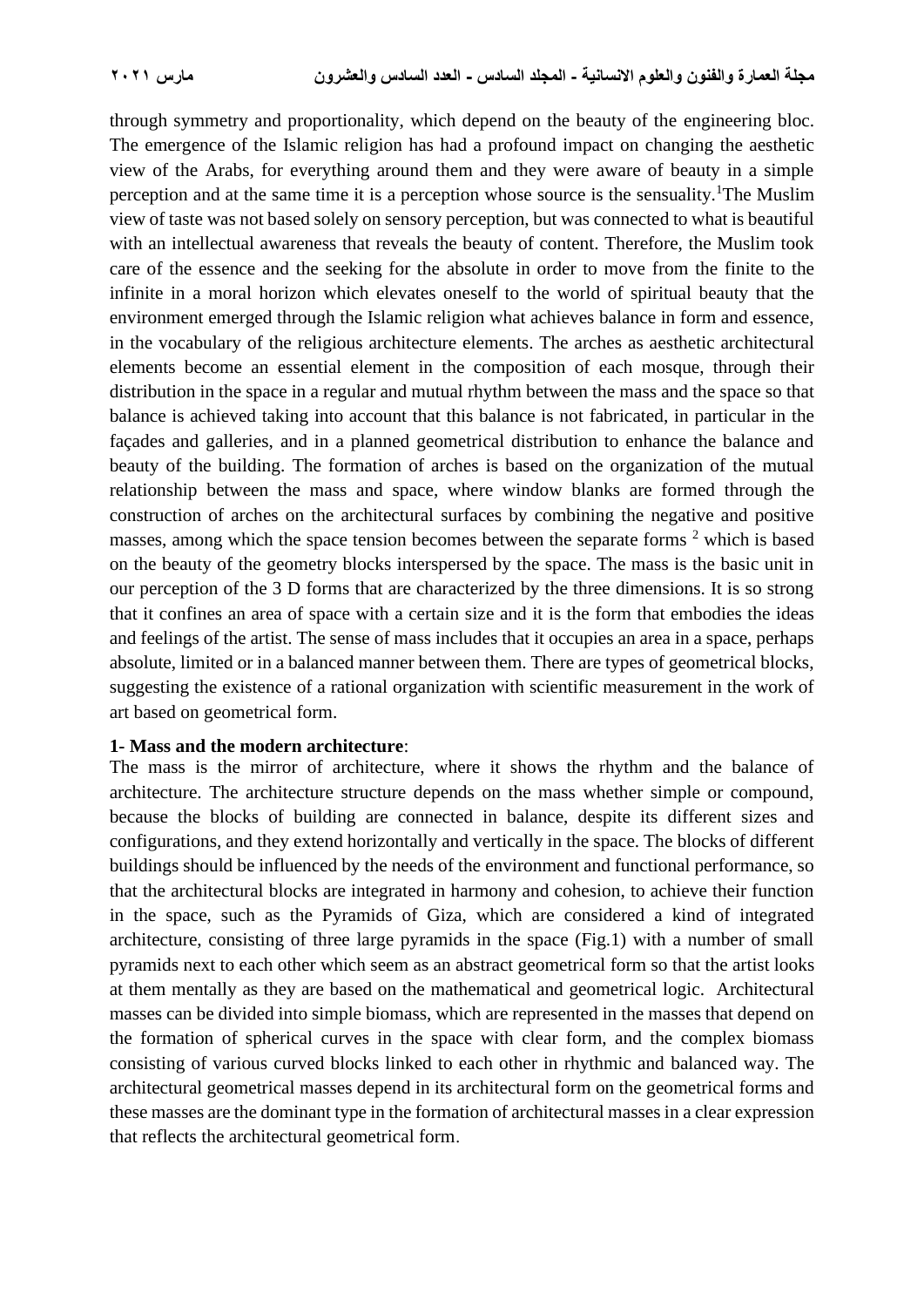through symmetry and proportionality, which depend on the beauty of the engineering bloc. The emergence of the Islamic religion has had a profound impact on changing the aesthetic view of the Arabs, for everything around them and they were aware of beauty in a simple perception and at the same time it is a perception whose source is the sensuality.[1]The Muslim view of taste was not based solely on sensory perception, but was connected to what is beautiful with an intellectual awareness that reveals the beauty of content. Therefore, the Muslim took care of the essence and the seeking for the absolute in order to move from the finite to the infinite in a moral horizon which elevates oneself to the world of spiritual beauty that the environment emerged through the Islamic religion what achieves balance in form and essence, in the vocabulary of the religious architecture elements. The arches as aesthetic architectural elements become an essential element in the composition of each mosque, through their distribution in the space in a regular and mutual rhythm between the mass and the space so that balance is achieved taking into account that this balance is not fabricated, in particular in the façades and galleries, and in a planned geometrical distribution to enhance the balance and beauty of the building. The formation of arches is based on the organization of the mutual relationship between the mass and space, where window blanks are formed through the construction of arches on the architectural surfaces by combining the negative and positive masses, among which the space tension becomes between the separate forms [2] which is based on the beauty of the geometry blocks interspersed by the space. The mass is the basic unit in our perception of the 3 D forms that are characterized by the three dimensions. It is so strong that it confines an area of space with a certain size and it is the form that embodies the ideas and feelings of the artist. The sense of mass includes that it occupies an area in a space, perhaps absolute, limited or in a balanced manner between them. There are types of geometrical blocks, suggesting the existence of a rational organization with scientific measurement in the work of art based on geometrical form.

**1- Mass and the modern architecture**:

The mass is the mirror of architecture, where it shows the rhythm and the balance of architecture. The architecture structure depends on the mass whether simple or compound, because the blocks of building are connected in balance, despite its different sizes and configurations, and they extend horizontally and vertically in the space. The blocks of different buildings should be influenced by the needs of the environment and functional performance, so that the architectural blocks are integrated in harmony and cohesion, to achieve their function in the space, such as the Pyramids of Giza, which are considered a kind of integrated architecture, consisting of three large pyramids in the space (Fig.1) with a number of small pyramids next to each other which seem as an abstract geometrical form so that the artist looks at them mentally as they are based on the mathematical and geometrical logic. Architectural masses can be divided into simple biomass, which are represented in the masses that depend on the formation of spherical curves in the space with clear form, and the complex biomass consisting of various curved blocks linked to each other in rhythmic and balanced way. The architectural geometrical masses depend in its architectural form on the geometrical forms and these masses are the dominant type in the formation of architectural masses in a clear expression that reflects the architectural geometrical form.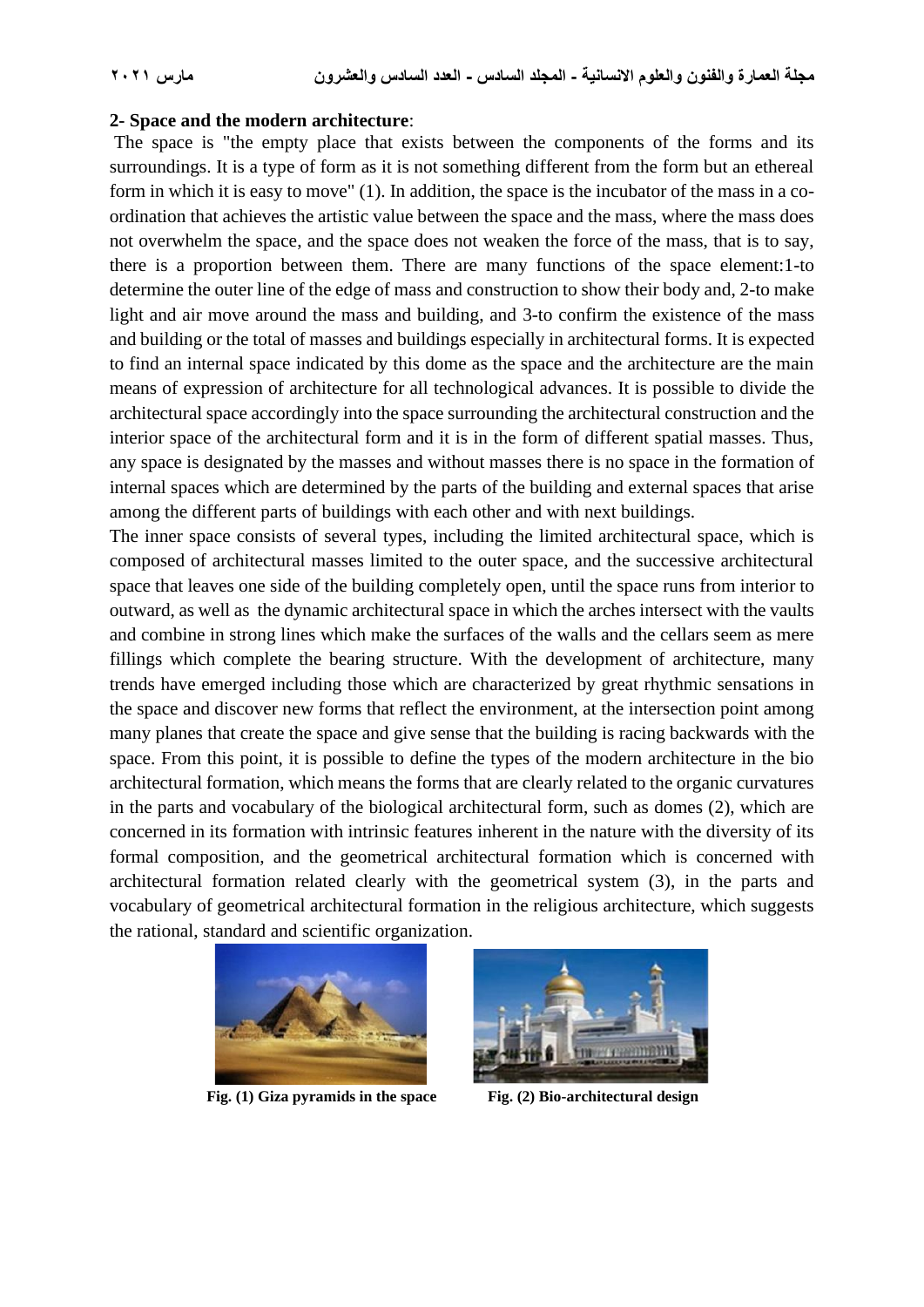**2- Space and the modern architecture**:

The space is "the empty place that exists between the components of the forms and its surroundings. It is a type of form as it is not something different from the form but an ethereal form in which it is easy to move" (1). In addition, the space is the incubator of the mass in a co-ordination that achieves the artistic value between the space and the mass, where the mass does not overwhelm the space, and the space does not weaken the force of the mass, that is to say, there is a proportion between them. There are many functions of the space element:1-to determine the outer line of the edge of mass and construction to show their body and, 2-to make light and air move around the mass and building, and 3-to confirm the existence of the mass and building or the total of masses and buildings especially in architectural forms. It is expected to find an internal space indicated by this dome as the space and the architecture are the main means of expression of architecture for all technological advances. It is possible to divide the architectural space accordingly into the space surrounding the architectural construction and the interior space of the architectural form and it is in the form of different spatial masses. Thus, any space is designated by the masses and without masses there is no space in the formation of internal spaces which are determined by the parts of the building and external spaces that arise among the different parts of buildings with each other and with next buildings.

The inner space consists of several types, including the limited architectural space, which is composed of architectural masses limited to the outer space, and the successive architectural space that leaves one side of the building completely open, until the space runs from interior to outward, as well as the dynamic architectural space in which the arches intersect with the vaults and combine in strong lines which make the surfaces of the walls and the cellars seem as mere fillings which complete the bearing structure. With the development of architecture, many trends have emerged including those which are characterized by great rhythmic sensations in the space and discover new forms that reflect the environment, at the intersection point among many planes that create the space and give sense that the building is racing backwards with the space. From this point, it is possible to define the types of the modern architecture in the bio architectural formation, which means the forms that are clearly related to the organic curvatures in the parts and vocabulary of the biological architectural form, such as domes (2), which are concerned in its formation with intrinsic features inherent in the nature with the diversity of its formal composition, and the geometrical architectural formation which is concerned with architectural formation related clearly with the geometrical system (3), in the parts and vocabulary of geometrical architectural formation in the religious architecture, which suggests the rational, standard and scientific organization.

**Fig. (1) Giza pyramids in the space**

**Fig. (2) Bio-architectural design**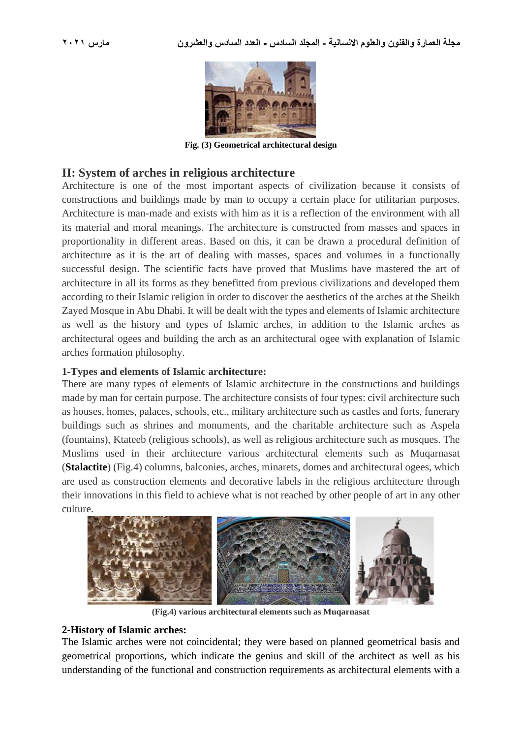Fig. (3) Geometrical architectural design

## II: System of arches in religious architecture

Architecture is one of the most important aspects of civilization because it consists of constructions and buildings made by man to occupy a certain place for utilitarian purposes. Architecture is man-made and exists with him as it is a reflection of the environment with all its material and moral meanings. The architecture is constructed from masses and spaces in proportionality in different areas. Based on this, it can be drawn a procedural definition of architecture as it is the art of dealing with masses, spaces and volumes in a functionally successful design. The scientific facts have proved that Muslims have mastered the art of architecture in all its forms as they benefitted from previous civilizations and developed them according to their Islamic religion in order to discover the aesthetics of the arches at the Sheikh Zayed Mosque in Abu Dhabi. It will be dealt with the types and elements of Islamic architecture as well as the history and types of Islamic arches, in addition to the Islamic arches as architectural ogees and building the arch as an architectural ogee with explanation of Islamic arches formation philosophy.

### 1-Types and elements of Islamic architecture:

There are many types of elements of Islamic architecture in the constructions and buildings made by man for certain purpose. The architecture consists of four types: civil architecture such as houses, homes, palaces, schools, etc., military architecture such as castles and forts, funerary buildings such as shrines and monuments, and the charitable architecture such as Aspela (fountains), Ktateeb (religious schools), as well as religious architecture such as mosques. The Muslims used in their architecture various architectural elements such as Muqarnasat (**Stalactite**) (Fig.4) columns, balconies, arches, minarets, domes and architectural ogees, which are used as construction elements and decorative labels in the religious architecture through their innovations in this field to achieve what is not reached by other people of art in any other culture.

(Fig.4) various architectural elements such as Muqarnasat

### 2-History of Islamic arches:

The Islamic arches were not coincidental; they were based on planned geometrical basis and geometrical proportions, which indicate the genius and skill of the architect as well as his understanding of the functional and construction requirements as architectural elements with a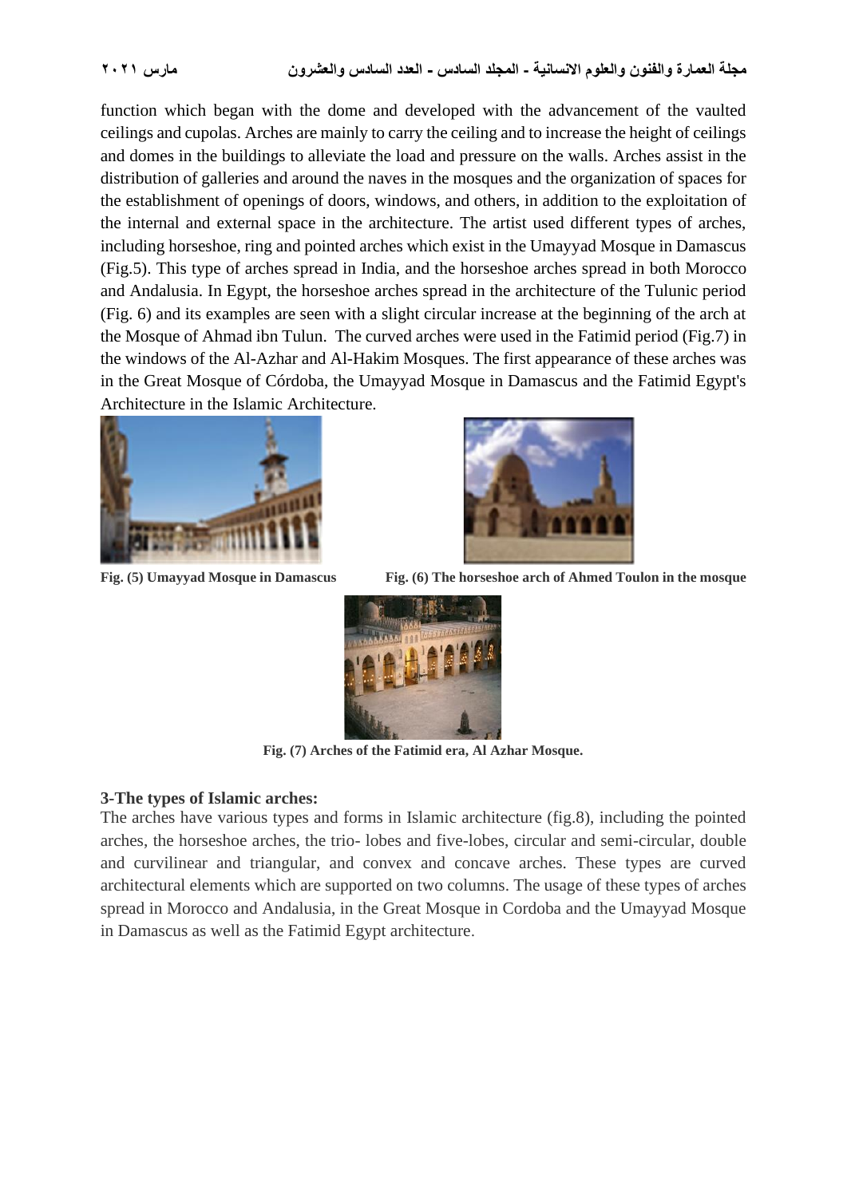function which began with the dome and developed with the advancement of the vaulted ceilings and cupolas. Arches are mainly to carry the ceiling and to increase the height of ceilings and domes in the buildings to alleviate the load and pressure on the walls. Arches assist in the distribution of galleries and around the naves in the mosques and the organization of spaces for the establishment of openings of doors, windows, and others, in addition to the exploitation of the internal and external space in the architecture. The artist used different types of arches, including horseshoe, ring and pointed arches which exist in the Umayyad Mosque in Damascus (Fig.5). This type of arches spread in India, and the horseshoe arches spread in both Morocco and Andalusia. In Egypt, the horseshoe arches spread in the architecture of the Tulunic period (Fig. 6) and its examples are seen with a slight circular increase at the beginning of the arch at the Mosque of Ahmad ibn Tulun. The curved arches were used in the Fatimid period (Fig.7) in the windows of the Al-Azhar and Al-Hakim Mosques. The first appearance of these arches was in the Great Mosque of Córdoba, the Umayyad Mosque in Damascus and the Fatimid Egypt's Architecture in the Islamic Architecture.

**Fig. (5) Umayyad Mosque in Damascus**

**Fig. (6) The horseshoe arch of Ahmed Toulon in the mosque**

**Fig. (7) Arches of the Fatimid era, Al Azhar Mosque.**

### 3-The types of Islamic arches:

The arches have various types and forms in Islamic architecture (fig.8), including the pointed arches, the horseshoe arches, the trio- lobes and five-lobes, circular and semi-circular, double and curvilinear and triangular, and convex and concave arches. These types are curved architectural elements which are supported on two columns. The usage of these types of arches spread in Morocco and Andalusia, in the Great Mosque in Cordoba and the Umayyad Mosque in Damascus as well as the Fatimid Egypt architecture.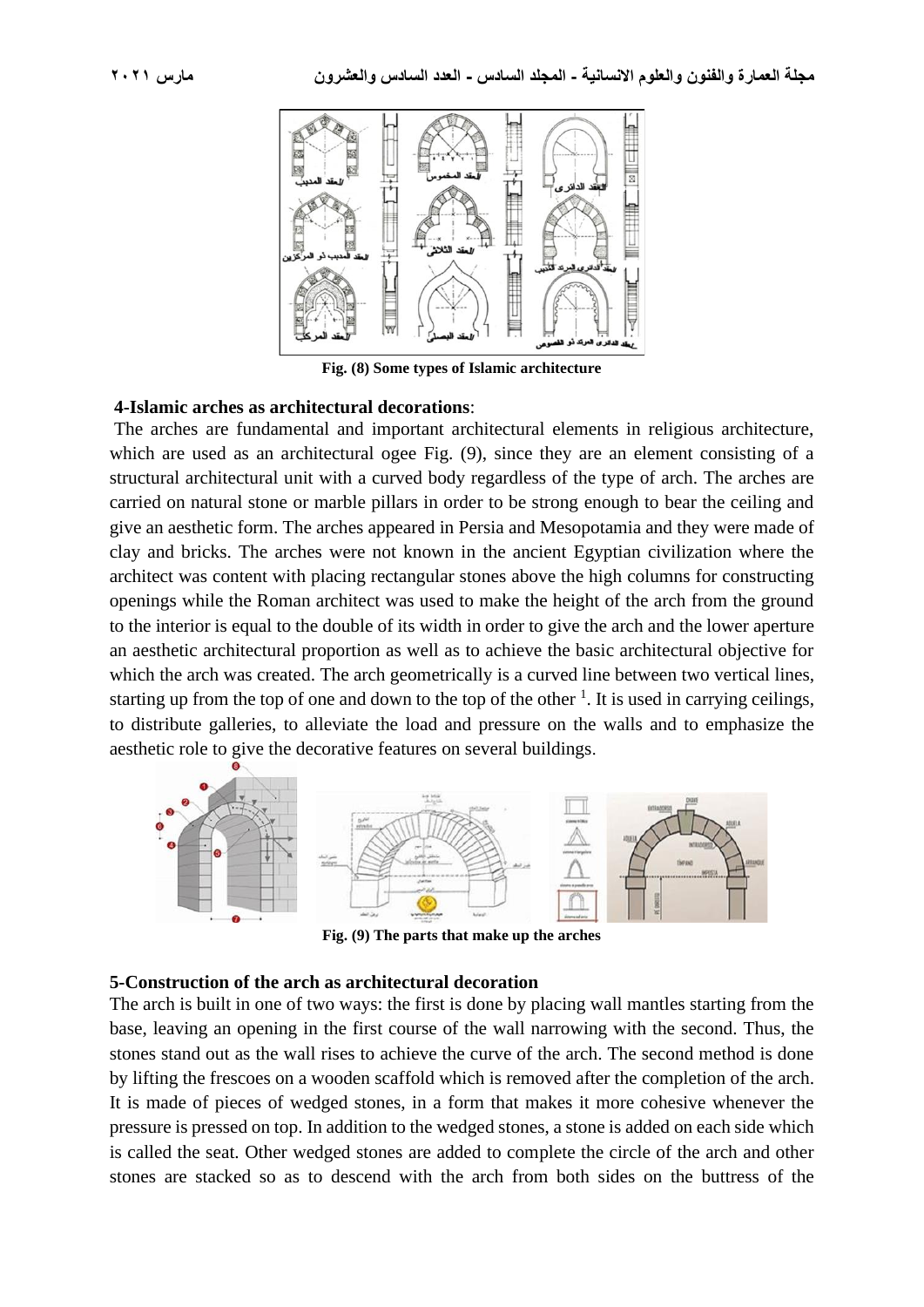Fig. (8) Some types of Islamic architecture

## 4-Islamic arches as architectural decorations:

The arches are fundamental and important architectural elements in religious architecture, which are used as an architectural ogee Fig. (9), since they are an element consisting of a structural architectural unit with a curved body regardless of the type of arch. The arches are carried on natural stone or marble pillars in order to be strong enough to bear the ceiling and give an aesthetic form. The arches appeared in Persia and Mesopotamia and they were made of clay and bricks. The arches were not known in the ancient Egyptian civilization where the architect was content with placing rectangular stones above the high columns for constructing openings while the Roman architect was used to make the height of the arch from the ground to the interior is equal to the double of its width in order to give the arch and the lower aperture an aesthetic architectural proportion as well as to achieve the basic architectural objective for which the arch was created. The arch geometrically is a curved line between two vertical lines, starting up from the top of one and down to the top of the other [1]. It is used in carrying ceilings, to distribute galleries, to alleviate the load and pressure on the walls and to emphasize the aesthetic role to give the decorative features on several buildings.

Fig. (9) The parts that make up the arches

## 5-Construction of the arch as architectural decoration

The arch is built in one of two ways: the first is done by placing wall mantles starting from the base, leaving an opening in the first course of the wall narrowing with the second. Thus, the stones stand out as the wall rises to achieve the curve of the arch. The second method is done by lifting the frescoes on a wooden scaffold which is removed after the completion of the arch. It is made of pieces of wedged stones, in a form that makes it more cohesive whenever the pressure is pressed on top. In addition to the wedged stones, a stone is added on each side which is called the seat. Other wedged stones are added to complete the circle of the arch and other stones are stacked so as to descend with the arch from both sides on the buttress of the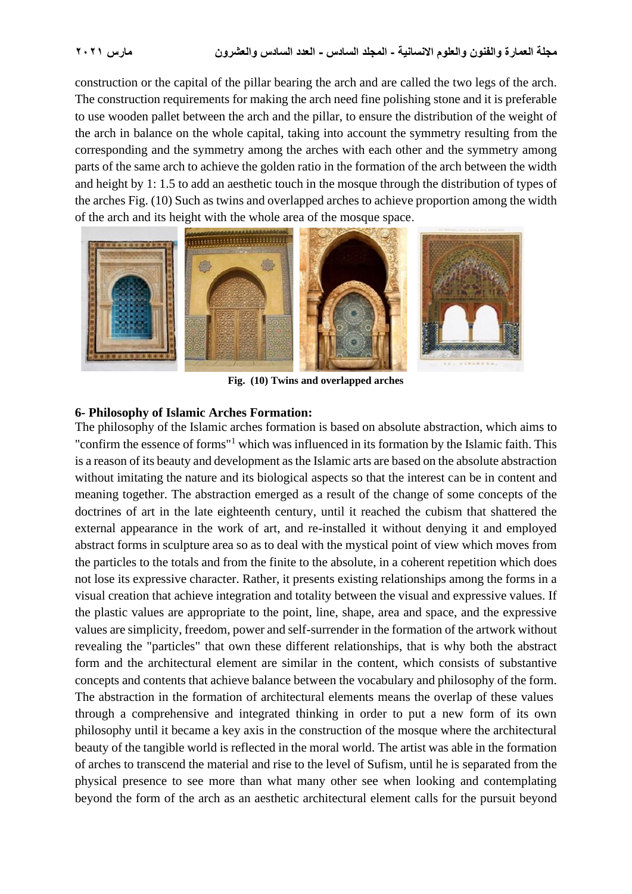construction or the capital of the pillar bearing the arch and are called the two legs of the arch. The construction requirements for making the arch need fine polishing stone and it is preferable to use wooden pallet between the arch and the pillar, to ensure the distribution of the weight of the arch in balance on the whole capital, taking into account the symmetry resulting from the corresponding and the symmetry among the arches with each other and the symmetry among parts of the same arch to achieve the golden ratio in the formation of the arch between the width and height by 1: 1.5 to add an aesthetic touch in the mosque through the distribution of types of the arches Fig. (10) Such as twins and overlapped arches to achieve proportion among the width of the arch and its height with the whole area of the mosque space.

**Fig. (10) Twins and overlapped arches**

### 6- Philosophy of Islamic Arches Formation:

The philosophy of the Islamic arches formation is based on absolute abstraction, which aims to "confirm the essence of forms"[1] which was influenced in its formation by the Islamic faith. This is a reason of its beauty and development as the Islamic arts are based on the absolute abstraction without imitating the nature and its biological aspects so that the interest can be in content and meaning together. The abstraction emerged as a result of the change of some concepts of the doctrines of art in the late eighteenth century, until it reached the cubism that shattered the external appearance in the work of art, and re-installed it without denying it and employed abstract forms in sculpture area so as to deal with the mystical point of view which moves from the particles to the totals and from the finite to the absolute, in a coherent repetition which does not lose its expressive character. Rather, it presents existing relationships among the forms in a visual creation that achieve integration and totality between the visual and expressive values. If the plastic values are appropriate to the point, line, shape, area and space, and the expressive values are simplicity, freedom, power and self-surrender in the formation of the artwork without revealing the "particles" that own these different relationships, that is why both the abstract form and the architectural element are similar in the content, which consists of substantive concepts and contents that achieve balance between the vocabulary and philosophy of the form. The abstraction in the formation of architectural elements means the overlap of these values through a comprehensive and integrated thinking in order to put a new form of its own philosophy until it became a key axis in the construction of the mosque where the architectural beauty of the tangible world is reflected in the moral world. The artist was able in the formation of arches to transcend the material and rise to the level of Sufism, until he is separated from the physical presence to see more than what many other see when looking and contemplating beyond the form of the arch as an aesthetic architectural element calls for the pursuit beyond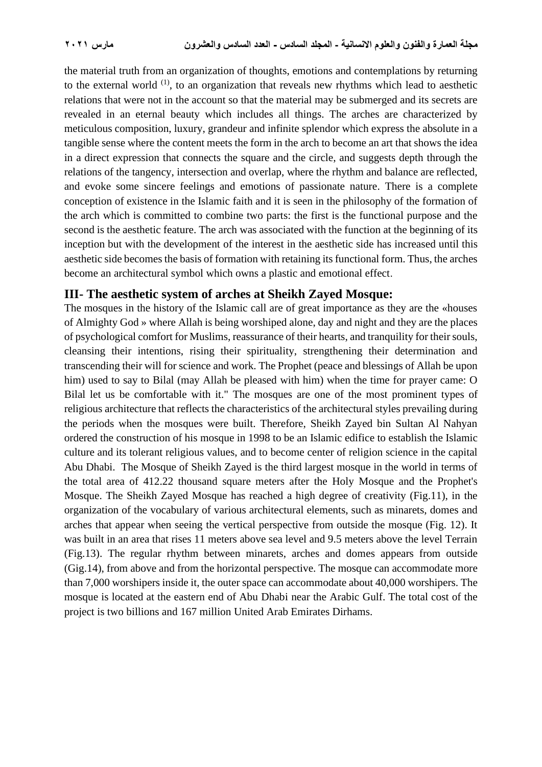the material truth from an organization of thoughts, emotions and contemplations by returning to the external world [1], to an organization that reveals new rhythms which lead to aesthetic relations that were not in the account so that the material may be submerged and its secrets are revealed in an eternal beauty which includes all things. The arches are characterized by meticulous composition, luxury, grandeur and infinite splendor which express the absolute in a tangible sense where the content meets the form in the arch to become an art that shows the idea in a direct expression that connects the square and the circle, and suggests depth through the relations of the tangency, intersection and overlap, where the rhythm and balance are reflected, and evoke some sincere feelings and emotions of passionate nature. There is a complete conception of existence in the Islamic faith and it is seen in the philosophy of the formation of the arch which is committed to combine two parts: the first is the functional purpose and the second is the aesthetic feature. The arch was associated with the function at the beginning of its inception but with the development of the interest in the aesthetic side has increased until this aesthetic side becomes the basis of formation with retaining its functional form. Thus, the arches become an architectural symbol which owns a plastic and emotional effect.

## III- The aesthetic system of arches at Sheikh Zayed Mosque:

The mosques in the history of the Islamic call are of great importance as they are the «houses of Almighty God » where Allah is being worshiped alone, day and night and they are the places of psychological comfort for Muslims, reassurance of their hearts, and tranquility for their souls, cleansing their intentions, rising their spirituality, strengthening their determination and transcending their will for science and work. The Prophet (peace and blessings of Allah be upon him) used to say to Bilal (may Allah be pleased with him) when the time for prayer came: O Bilal let us be comfortable with it." The mosques are one of the most prominent types of religious architecture that reflects the characteristics of the architectural styles prevailing during the periods when the mosques were built. Therefore, Sheikh Zayed bin Sultan Al Nahyan ordered the construction of his mosque in 1998 to be an Islamic edifice to establish the Islamic culture and its tolerant religious values, and to become center of religion science in the capital Abu Dhabi. The Mosque of Sheikh Zayed is the third largest mosque in the world in terms of the total area of 412.22 thousand square meters after the Holy Mosque and the Prophet's Mosque. The Sheikh Zayed Mosque has reached a high degree of creativity (Fig.11), in the organization of the vocabulary of various architectural elements, such as minarets, domes and arches that appear when seeing the vertical perspective from outside the mosque (Fig. 12). It was built in an area that rises 11 meters above sea level and 9.5 meters above the level Terrain (Fig.13). The regular rhythm between minarets, arches and domes appears from outside (Gig.14), from above and from the horizontal perspective. The mosque can accommodate more than 7,000 worshipers inside it, the outer space can accommodate about 40,000 worshipers. The mosque is located at the eastern end of Abu Dhabi near the Arabic Gulf. The total cost of the project is two billions and 167 million United Arab Emirates Dirhams.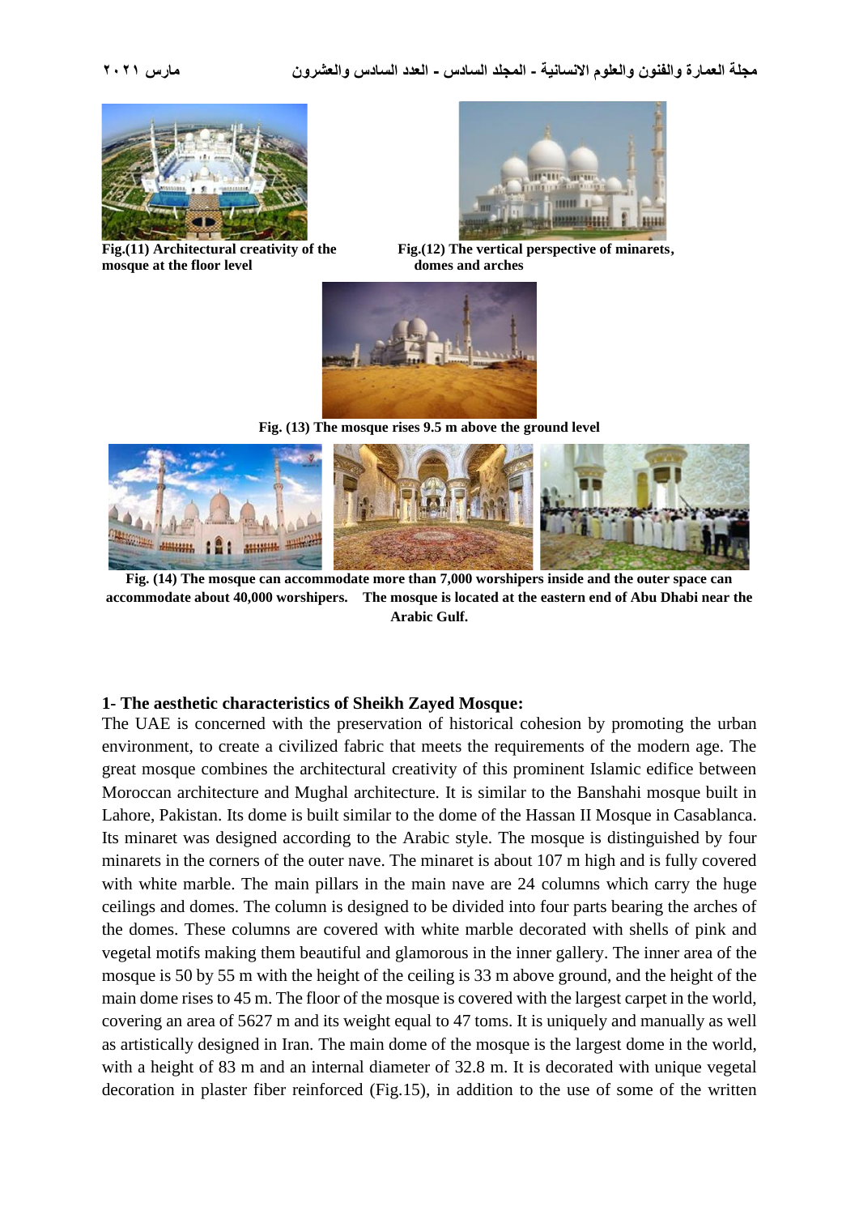Fig.(11) Architectural creativity of the mosque at the floor level

Fig.(12) The vertical perspective of minarets, domes and arches

Fig. (13) The mosque rises 9.5 m above the ground level

Fig. (14) The mosque can accommodate more than 7,000 worshipers inside and the outer space can accommodate about 40,000 worshipers. The mosque is located at the eastern end of Abu Dhabi near the Arabic Gulf.

## 1- The aesthetic characteristics of Sheikh Zayed Mosque:

The UAE is concerned with the preservation of historical cohesion by promoting the urban environment, to create a civilized fabric that meets the requirements of the modern age. The great mosque combines the architectural creativity of this prominent Islamic edifice between Moroccan architecture and Mughal architecture. It is similar to the Banshahi mosque built in Lahore, Pakistan. Its dome is built similar to the dome of the Hassan II Mosque in Casablanca. Its minaret was designed according to the Arabic style. The mosque is distinguished by four minarets in the corners of the outer nave. The minaret is about 107 m high and is fully covered with white marble. The main pillars in the main nave are 24 columns which carry the huge ceilings and domes. The column is designed to be divided into four parts bearing the arches of the domes. These columns are covered with white marble decorated with shells of pink and vegetal motifs making them beautiful and glamorous in the inner gallery. The inner area of the mosque is 50 by 55 m with the height of the ceiling is 33 m above ground, and the height of the main dome rises to 45 m. The floor of the mosque is covered with the largest carpet in the world, covering an area of 5627 m and its weight equal to 47 toms. It is uniquely and manually as well as artistically designed in Iran. The main dome of the mosque is the largest dome in the world, with a height of 83 m and an internal diameter of 32.8 m. It is decorated with unique vegetal decoration in plaster fiber reinforced (Fig.15), in addition to the use of some of the written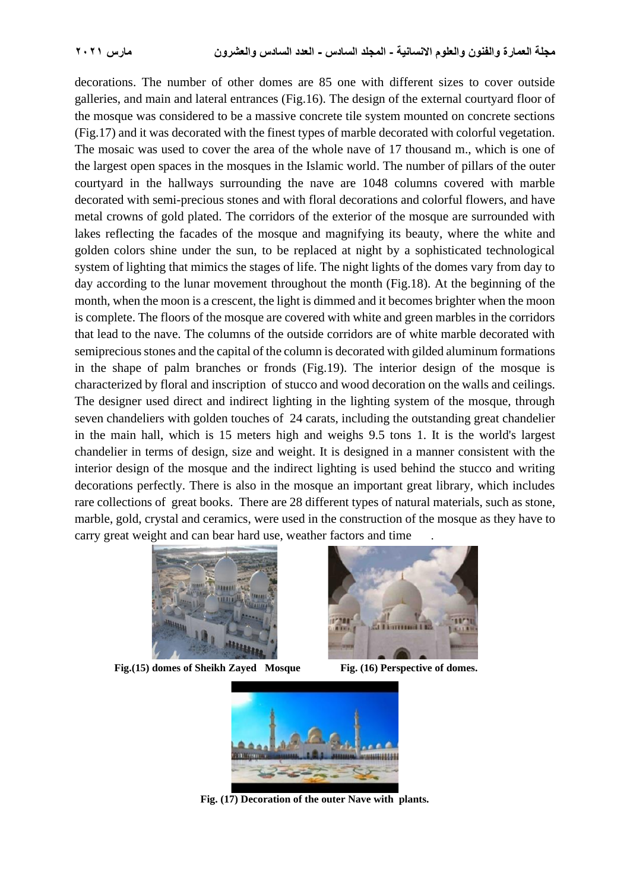decorations. The number of other domes are 85 one with different sizes to cover outside galleries, and main and lateral entrances (Fig.16). The design of the external courtyard floor of the mosque was considered to be a massive concrete tile system mounted on concrete sections (Fig.17) and it was decorated with the finest types of marble decorated with colorful vegetation. The mosaic was used to cover the area of the whole nave of 17 thousand m., which is one of the largest open spaces in the mosques in the Islamic world. The number of pillars of the outer courtyard in the hallways surrounding the nave are 1048 columns covered with marble decorated with semi-precious stones and with floral decorations and colorful flowers, and have metal crowns of gold plated. The corridors of the exterior of the mosque are surrounded with lakes reflecting the facades of the mosque and magnifying its beauty, where the white and golden colors shine under the sun, to be replaced at night by a sophisticated technological system of lighting that mimics the stages of life. The night lights of the domes vary from day to day according to the lunar movement throughout the month (Fig.18). At the beginning of the month, when the moon is a crescent, the light is dimmed and it becomes brighter when the moon is complete. The floors of the mosque are covered with white and green marbles in the corridors that lead to the nave. The columns of the outside corridors are of white marble decorated with semiprecious stones and the capital of the column is decorated with gilded aluminum formations in the shape of palm branches or fronds (Fig.19). The interior design of the mosque is characterized by floral and inscription of stucco and wood decoration on the walls and ceilings. The designer used direct and indirect lighting in the lighting system of the mosque, through seven chandeliers with golden touches of 24 carats, including the outstanding great chandelier in the main hall, which is 15 meters high and weighs 9.5 tons 1. It is the world's largest chandelier in terms of design, size and weight. It is designed in a manner consistent with the interior design of the mosque and the indirect lighting is used behind the stucco and writing decorations perfectly. There is also in the mosque an important great library, which includes rare collections of great books. There are 28 different types of natural materials, such as stone, marble, gold, crystal and ceramics, were used in the construction of the mosque as they have to carry great weight and can bear hard use, weather factors and time .

**Fig.(15) domes of Sheikh Zayed Mosque**

**Fig. (16) Perspective of domes.**

**Fig. (17) Decoration of the outer Nave with plants.**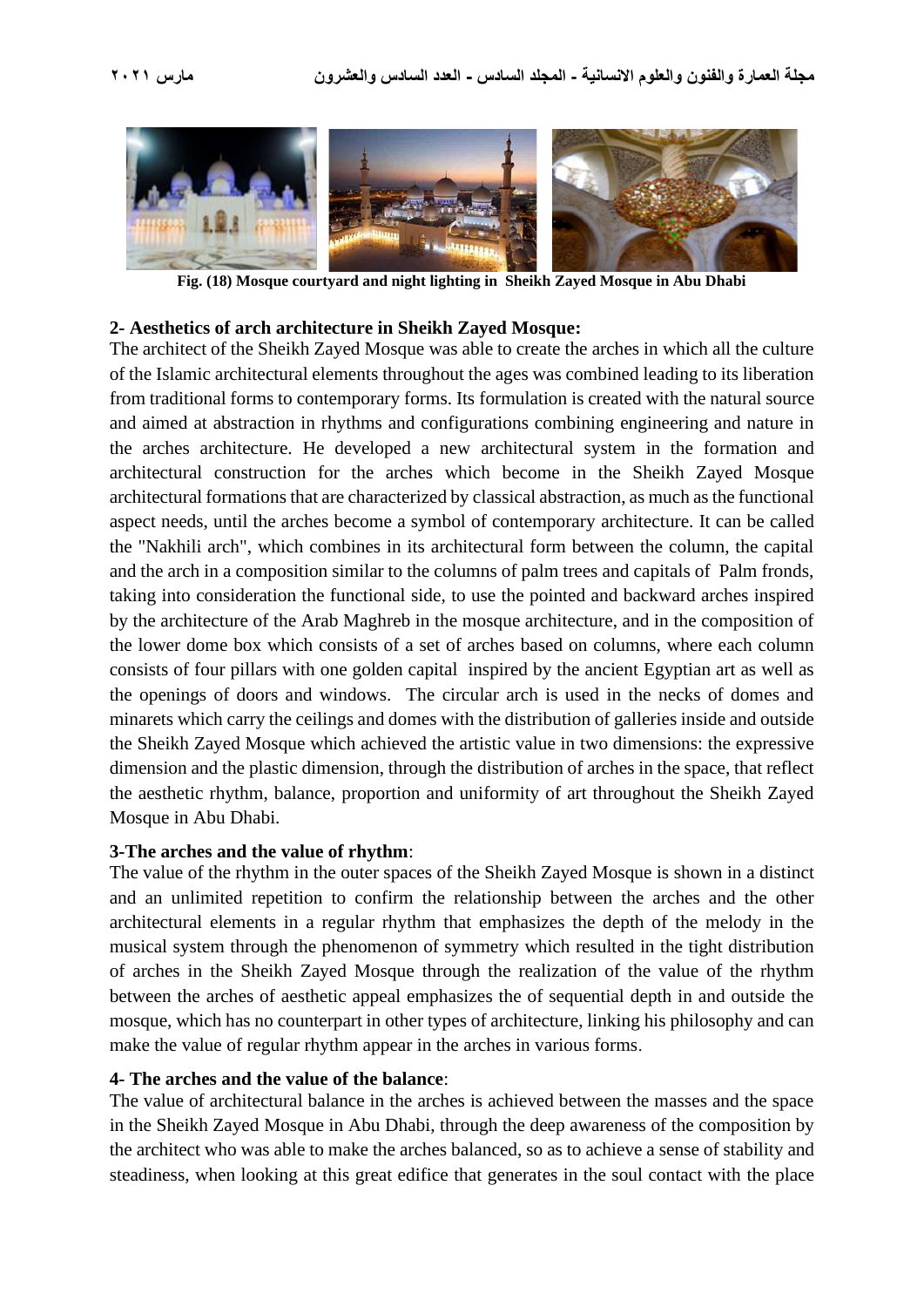Fig. (18) Mosque courtyard and night lighting in Sheikh Zayed Mosque in Abu Dhabi

**2- Aesthetics of arch architecture in Sheikh Zayed Mosque:**

The architect of the Sheikh Zayed Mosque was able to create the arches in which all the culture of the Islamic architectural elements throughout the ages was combined leading to its liberation from traditional forms to contemporary forms. Its formulation is created with the natural source and aimed at abstraction in rhythms and configurations combining engineering and nature in the arches architecture. He developed a new architectural system in the formation and architectural construction for the arches which become in the Sheikh Zayed Mosque architectural formations that are characterized by classical abstraction, as much as the functional aspect needs, until the arches become a symbol of contemporary architecture. It can be called the "Nakhili arch", which combines in its architectural form between the column, the capital and the arch in a composition similar to the columns of palm trees and capitals of Palm fronds, taking into consideration the functional side, to use the pointed and backward arches inspired by the architecture of the Arab Maghreb in the mosque architecture, and in the composition of the lower dome box which consists of a set of arches based on columns, where each column consists of four pillars with one golden capital inspired by the ancient Egyptian art as well as the openings of doors and windows. The circular arch is used in the necks of domes and minarets which carry the ceilings and domes with the distribution of galleries inside and outside the Sheikh Zayed Mosque which achieved the artistic value in two dimensions: the expressive dimension and the plastic dimension, through the distribution of arches in the space, that reflect the aesthetic rhythm, balance, proportion and uniformity of art throughout the Sheikh Zayed Mosque in Abu Dhabi.

**3-The arches and the value of rhythm**:

The value of the rhythm in the outer spaces of the Sheikh Zayed Mosque is shown in a distinct and an unlimited repetition to confirm the relationship between the arches and the other architectural elements in a regular rhythm that emphasizes the depth of the melody in the musical system through the phenomenon of symmetry which resulted in the tight distribution of arches in the Sheikh Zayed Mosque through the realization of the value of the rhythm between the arches of aesthetic appeal emphasizes the of sequential depth in and outside the mosque, which has no counterpart in other types of architecture, linking his philosophy and can make the value of regular rhythm appear in the arches in various forms.

**4- The arches and the value of the balance**:

The value of architectural balance in the arches is achieved between the masses and the space in the Sheikh Zayed Mosque in Abu Dhabi, through the deep awareness of the composition by the architect who was able to make the arches balanced, so as to achieve a sense of stability and steadiness, when looking at this great edifice that generates in the soul contact with the place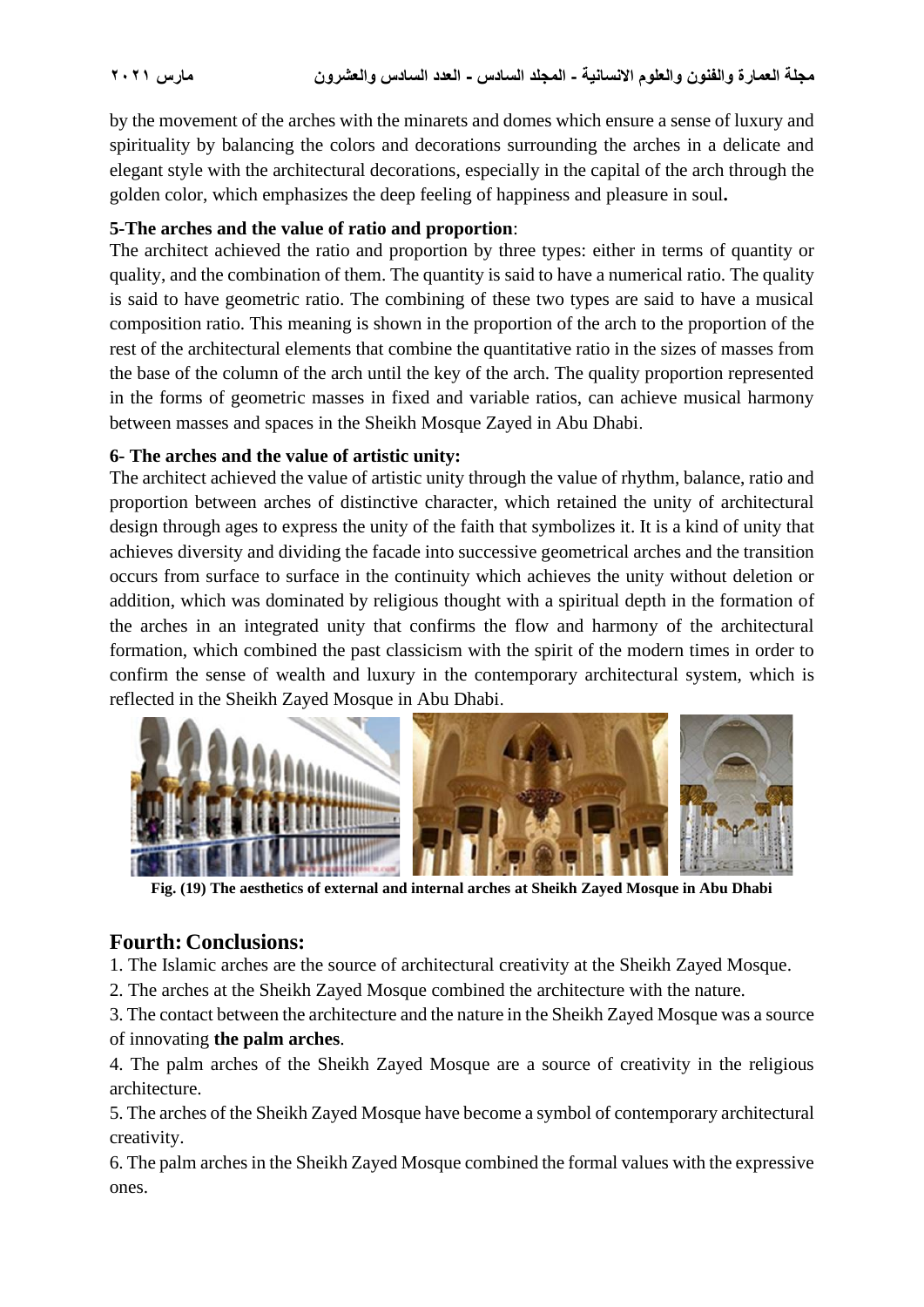by the movement of the arches with the minarets and domes which ensure a sense of luxury and spirituality by balancing the colors and decorations surrounding the arches in a delicate and elegant style with the architectural decorations, especially in the capital of the arch through the golden color, which emphasizes the deep feeling of happiness and pleasure in soul**.**

**5-The arches and the value of ratio and proportion**:

The architect achieved the ratio and proportion by three types: either in terms of quantity or quality, and the combination of them. The quantity is said to have a numerical ratio. The quality is said to have geometric ratio. The combining of these two types are said to have a musical composition ratio. This meaning is shown in the proportion of the arch to the proportion of the rest of the architectural elements that combine the quantitative ratio in the sizes of masses from the base of the column of the arch until the key of the arch. The quality proportion represented in the forms of geometric masses in fixed and variable ratios, can achieve musical harmony between masses and spaces in the Sheikh Mosque Zayed in Abu Dhabi.

**6- The arches and the value of artistic unity:**

The architect achieved the value of artistic unity through the value of rhythm, balance, ratio and proportion between arches of distinctive character, which retained the unity of architectural design through ages to express the unity of the faith that symbolizes it. It is a kind of unity that achieves diversity and dividing the facade into successive geometrical arches and the transition occurs from surface to surface in the continuity which achieves the unity without deletion or addition, which was dominated by religious thought with a spiritual depth in the formation of the arches in an integrated unity that confirms the flow and harmony of the architectural formation, which combined the past classicism with the spirit of the modern times in order to confirm the sense of wealth and luxury in the contemporary architectural system, which is reflected in the Sheikh Zayed Mosque in Abu Dhabi.

**Fig. (19) The aesthetics of external and internal arches at Sheikh Zayed Mosque in Abu Dhabi**

## Fourth: Conclusions:

1. The Islamic arches are the source of architectural creativity at the Sheikh Zayed Mosque.
2. The arches at the Sheikh Zayed Mosque combined the architecture with the nature.
3. The contact between the architecture and the nature in the Sheikh Zayed Mosque was a source of innovating **the palm arches**.
4. The palm arches of the Sheikh Zayed Mosque are a source of creativity in the religious architecture.
5. The arches of the Sheikh Zayed Mosque have become a symbol of contemporary architectural creativity.
6. The palm arches in the Sheikh Zayed Mosque combined the formal values with the expressive ones.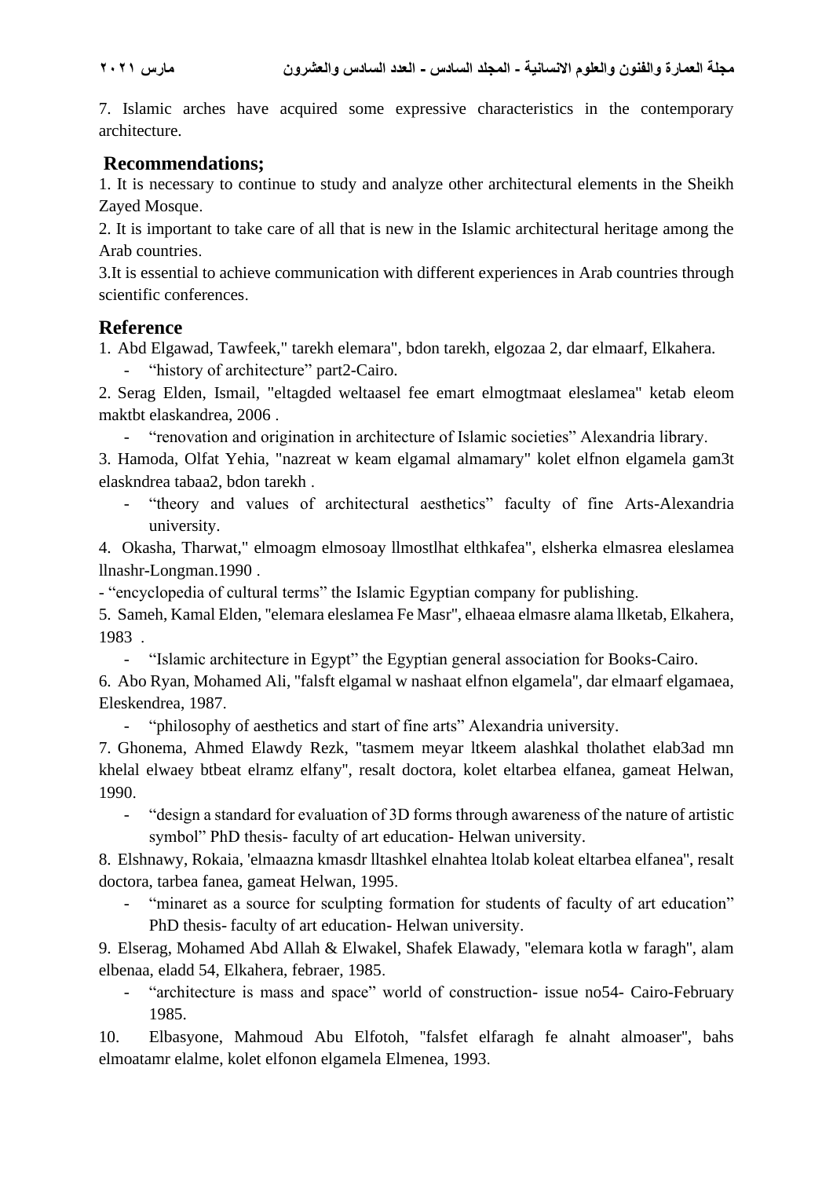7. Islamic arches have acquired some expressive characteristics in the contemporary architecture.

## Recommendations;

1. It is necessary to continue to study and analyze other architectural elements in the Sheikh Zayed Mosque.
2. It is important to take care of all that is new in the Islamic architectural heritage among the Arab countries.
3. It is essential to achieve communication with different experiences in Arab countries through scientific conferences.

## Reference

1. Abd Elgawad, Tawfeek," tarekh elemara", bdon tarekh, elgozaa 2, dar elmaarf, Elkahera.
   - "history of architecture" part2-Cairo.
2. Serag Elden, Ismail, "eltagded weltaasel fee emart elmogtmaat eleslamea" ketab eleom maktbt elaskandrea, 2006 .
   - "renovation and origination in architecture of Islamic societies" Alexandria library.
3. Hamoda, Olfat Yehia, "nazreat w keam elgamal almamary" kolet elfnon elgamela gam3t elaskndrea tabaa2, bdon tarekh .
   - "theory and values of architectural aesthetics" faculty of fine Arts-Alexandria university.
4. Okasha, Tharwat," elmoagm elmosoay llmostlhat elthkafea", elsherka elmasrea eleslamea llnashr-Longman.1990 .
   - "encyclopedia of cultural terms" the Islamic Egyptian company for publishing.
5. Sameh, Kamal Elden, "elemara eleslamea Fe Masr", elhaeaa elmasre alama llketab, Elkahera, 1983 .
   - "Islamic architecture in Egypt" the Egyptian general association for Books-Cairo.
6. Abo Ryan, Mohamed Ali, "falsft elgamal w nashaat elfnon elgamela", dar elmaarf elgamaea, Eleskendrea, 1987.
   - "philosophy of aesthetics and start of fine arts" Alexandria university.
7. Ghonema, Ahmed Elawdy Rezk, "tasmem meyar ltkeem alashkal tholathet elab3ad mn khelal elwaey btbeat elramz elfany", resalt doctora, kolet eltarbea elfanea, gameat Helwan, 1990.
   - "design a standard for evaluation of 3D forms through awareness of the nature of artistic symbol" PhD thesis- faculty of art education- Helwan university.
8. Elshnawy, Rokaia, 'elmaazna kmasdr lltashkel elnahtea ltolab koleat eltarbea elfanea", resalt doctora, tarbea fanea, gameat Helwan, 1995.
   - "minaret as a source for sculpting formation for students of faculty of art education" PhD thesis- faculty of art education- Helwan university.
9. Elserag, Mohamed Abd Allah & Elwakel, Shafek Elawady, "elemara kotla w faragh", alam elbenaa, eladd 54, Elkahera, febraer, 1985.
   - "architecture is mass and space" world of construction- issue no54- Cairo-February 1985.
10. Elbasyone, Mahmoud Abu Elfotoh, "falsfet elfaragh fe alnaht almoaser", bahs elmoatamr elalme, kolet elfonon elgamela Elmenea, 1993.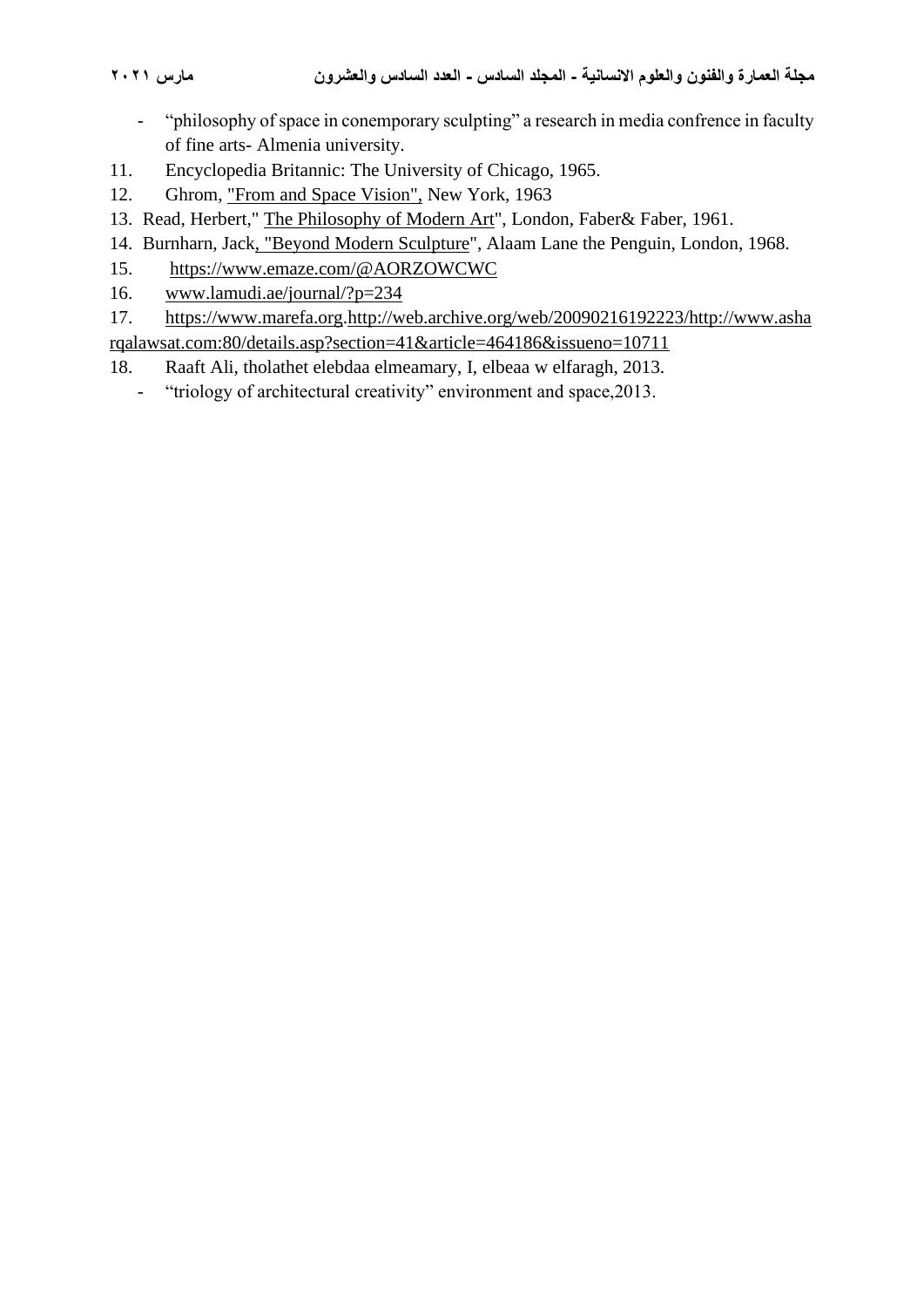- "philosophy of space in conemporary sculpting" a research in media confrence in faculty of fine arts- Almenia university.

11. Encyclopedia Britannic: The University of Chicago, 1965.
12. Ghrom, "From and Space Vision", New York, 1963
13. Read, Herbert," The Philosophy of Modern Art", London, Faber& Faber, 1961.
14. Burnharn, Jack, "Beyond Modern Sculpture", Alaam Lane the Penguin, London, 1968.
15. https://www.emaze.com/@AORZOWCWC
16. www.lamudi.ae/journal/?p=234
17. https://www.marefa.org.http://web.archive.org/web/20090216192223/http://www.asharqalawsat.com:80/details.asp?section=41&article=464186&issueno=10711
18. Raaft Ali, tholathet elebdaa elmeamary, I, elbeaa w elfaragh, 2013.
    - "triology of architectural creativity" environment and space,2013.